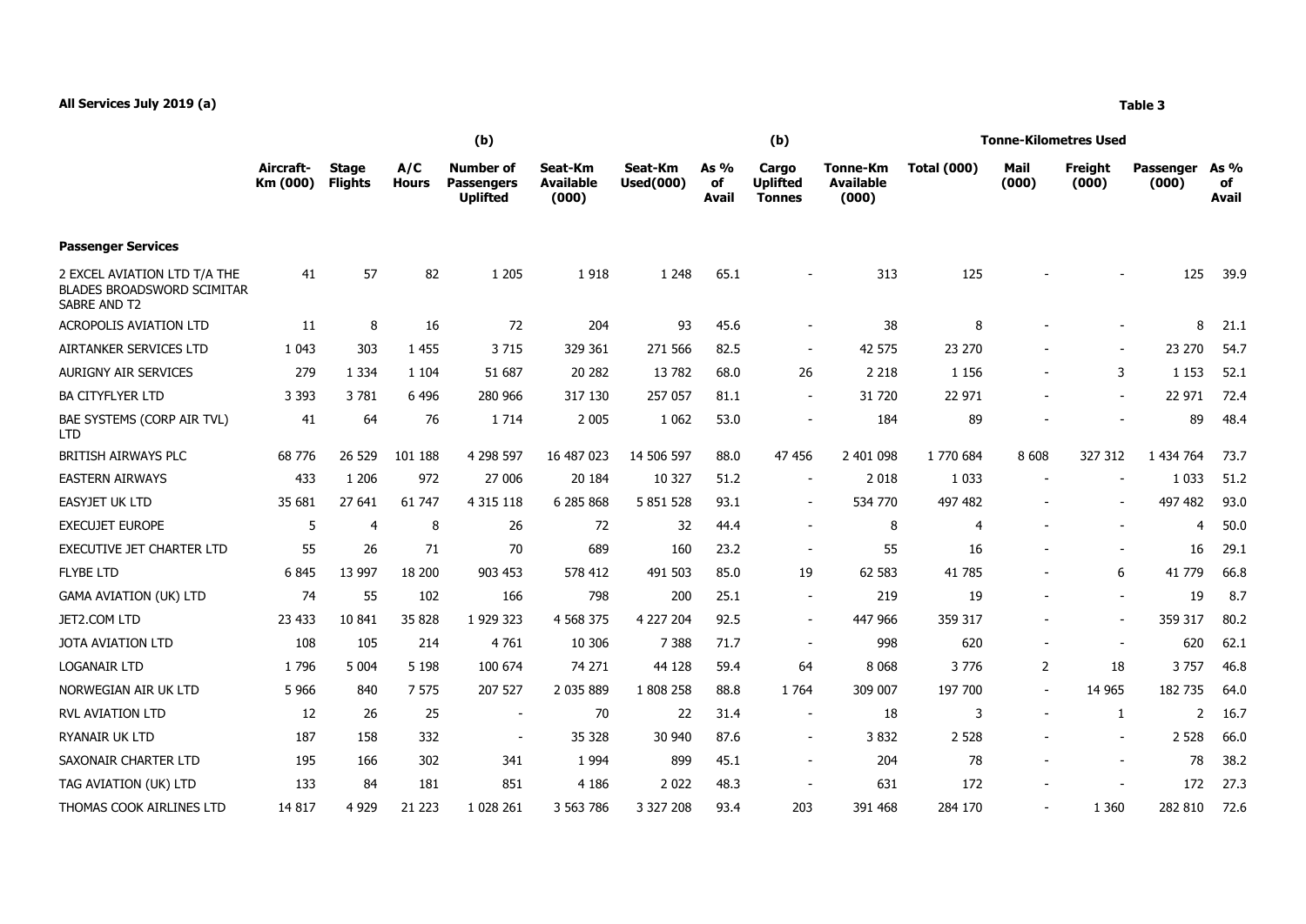**All Services July 2019 (a)**

**Table 3**

| | Aircraft-Km (000) | Stage Flights | A/C Hours | (b) Number of Passengers Uplifted | Seat-Km Available (000) | Seat-Km Used(000) | As % of Avail | (b) Cargo Uplifted Tonnes | Tonne-Km Available (000) | Tonne-Kilometres Used Total (000) | Mail (000) | Freight (000) | Passenger (000) | As % of Avail |
|---|---|---|---|---|---|---|---|---|---|---|---|---|---|---|
| **Passenger Services** | | | | | | | | | | | | | | |
| 2 EXCEL AVIATION LTD T/A THE BLADES BROADSWORD SCIMITAR SABRE AND T2 | 41 | 57 | 82 | 1 205 | 1 918 | 1 248 | 65.1 | - | 313 | 125 | - | - | 125 | 39.9 |
| ACROPOLIS AVIATION LTD | 11 | 8 | 16 | 72 | 204 | 93 | 45.6 | - | 38 | 8 | - | - | 8 | 21.1 |
| AIRTANKER SERVICES LTD | 1 043 | 303 | 1 455 | 3 715 | 329 361 | 271 566 | 82.5 | - | 42 575 | 23 270 | - | - | 23 270 | 54.7 |
| AURIGNY AIR SERVICES | 279 | 1 334 | 1 104 | 51 687 | 20 282 | 13 782 | 68.0 | 26 | 2 218 | 1 156 | - | 3 | 1 153 | 52.1 |
| BA CITYFLYER LTD | 3 393 | 3 781 | 6 496 | 280 966 | 317 130 | 257 057 | 81.1 | - | 31 720 | 22 971 | - | - | 22 971 | 72.4 |
| BAE SYSTEMS (CORP AIR TVL) LTD | 41 | 64 | 76 | 1 714 | 2 005 | 1 062 | 53.0 | - | 184 | 89 | - | - | 89 | 48.4 |
| BRITISH AIRWAYS PLC | 68 776 | 26 529 | 101 188 | 4 298 597 | 16 487 023 | 14 506 597 | 88.0 | 47 456 | 2 401 098 | 1 770 684 | 8 608 | 327 312 | 1 434 764 | 73.7 |
| EASTERN AIRWAYS | 433 | 1 206 | 972 | 27 006 | 20 184 | 10 327 | 51.2 | - | 2 018 | 1 033 | - | - | 1 033 | 51.2 |
| EASYJET UK LTD | 35 681 | 27 641 | 61 747 | 4 315 118 | 6 285 868 | 5 851 528 | 93.1 | - | 534 770 | 497 482 | - | - | 497 482 | 93.0 |
| EXECUJET EUROPE | 5 | 4 | 8 | 26 | 72 | 32 | 44.4 | - | 8 | 4 | - | - | 4 | 50.0 |
| EXECUTIVE JET CHARTER LTD | 55 | 26 | 71 | 70 | 689 | 160 | 23.2 | - | 55 | 16 | - | - | 16 | 29.1 |
| FLYBE LTD | 6 845 | 13 997 | 18 200 | 903 453 | 578 412 | 491 503 | 85.0 | 19 | 62 583 | 41 785 | - | 6 | 41 779 | 66.8 |
| GAMA AVIATION (UK) LTD | 74 | 55 | 102 | 166 | 798 | 200 | 25.1 | - | 219 | 19 | - | - | 19 | 8.7 |
| JET2.COM LTD | 23 433 | 10 841 | 35 828 | 1 929 323 | 4 568 375 | 4 227 204 | 92.5 | - | 447 966 | 359 317 | - | - | 359 317 | 80.2 |
| JOTA AVIATION LTD | 108 | 105 | 214 | 4 761 | 10 306 | 7 388 | 71.7 | - | 998 | 620 | - | - | 620 | 62.1 |
| LOGANAIR LTD | 1 796 | 5 004 | 5 198 | 100 674 | 74 271 | 44 128 | 59.4 | 64 | 8 068 | 3 776 | 2 | 18 | 3 757 | 46.8 |
| NORWEGIAN AIR UK LTD | 5 966 | 840 | 7 575 | 207 527 | 2 035 889 | 1 808 258 | 88.8 | 1 764 | 309 007 | 197 700 | - | 14 965 | 182 735 | 64.0 |
| RVL AVIATION LTD | 12 | 26 | 25 | - | 70 | 22 | 31.4 | - | 18 | 3 | - | 1 | 2 | 16.7 |
| RYANAIR UK LTD | 187 | 158 | 332 | - | 35 328 | 30 940 | 87.6 | - | 3 832 | 2 528 | - | - | 2 528 | 66.0 |
| SAXONAIR CHARTER LTD | 195 | 166 | 302 | 341 | 1 994 | 899 | 45.1 | - | 204 | 78 | - | - | 78 | 38.2 |
| TAG AVIATION (UK) LTD | 133 | 84 | 181 | 851 | 4 186 | 2 022 | 48.3 | - | 631 | 172 | - | - | 172 | 27.3 |
| THOMAS COOK AIRLINES LTD | 14 817 | 4 929 | 21 223 | 1 028 261 | 3 563 786 | 3 327 208 | 93.4 | 203 | 391 468 | 284 170 | - | 1 360 | 282 810 | 72.6 |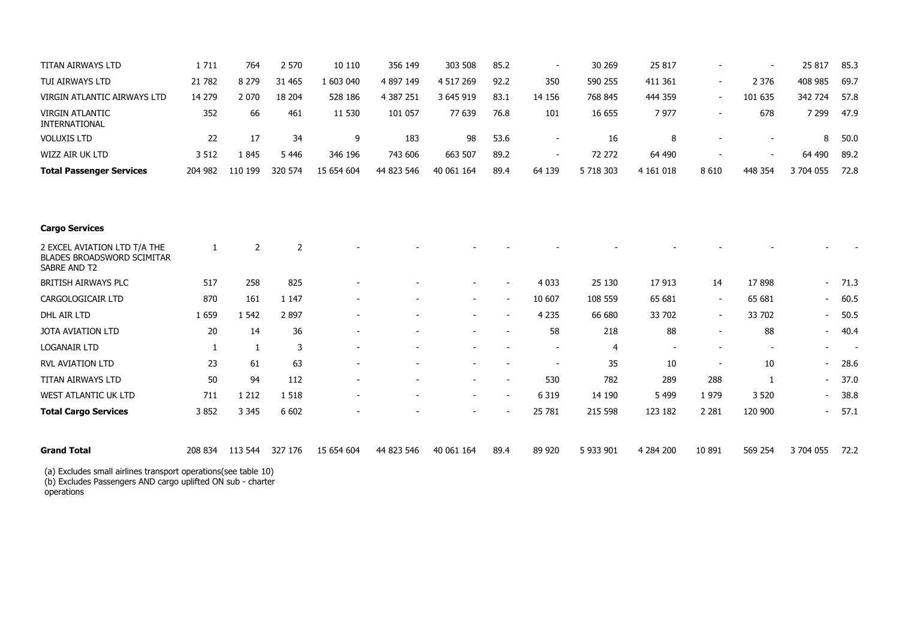| | | | | | | | | | | | | | | |
|---|---|---|---|---|---|---|---|---|---|---|---|---|---|---|
| TITAN AIRWAYS LTD | 1 711 | 764 | 2 570 | 10 110 | 356 149 | 303 508 | 85.2 | - | 30 269 | 25 817 | - | - | 25 817 | 85.3 |
| TUI AIRWAYS LTD | 21 782 | 8 279 | 31 465 | 1 603 040 | 4 897 149 | 4 517 269 | 92.2 | 350 | 590 255 | 411 361 | - | 2 376 | 408 985 | 69.7 |
| VIRGIN ATLANTIC AIRWAYS LTD | 14 279 | 2 070 | 18 204 | 528 186 | 4 387 251 | 3 645 919 | 83.1 | 14 156 | 768 845 | 444 359 | - | 101 635 | 342 724 | 57.8 |
| VIRGIN ATLANTIC INTERNATIONAL | 352 | 66 | 461 | 11 530 | 101 057 | 77 639 | 76.8 | 101 | 16 655 | 7 977 | - | 678 | 7 299 | 47.9 |
| VOLUXIS LTD | 22 | 17 | 34 | 9 | 183 | 98 | 53.6 | - | 16 | 8 | - | - | 8 | 50.0 |
| WIZZ AIR UK LTD | 3 512 | 1 845 | 5 446 | 346 196 | 743 606 | 663 507 | 89.2 | - | 72 272 | 64 490 | - | - | 64 490 | 89.2 |
| **Total Passenger Services** | 204 982 | 110 199 | 320 574 | 15 654 604 | 44 823 546 | 40 061 164 | 89.4 | 64 139 | 5 718 303 | 4 161 018 | 8 610 | 448 354 | 3 704 055 | 72.8 |
| **Cargo Services** | | | | | | | | | | | | | | |
| 2 EXCEL AVIATION LTD T/A THE BLADES BROADSWORD SCIMITAR SABRE AND T2 | 1 | 2 | 2 | - | - | - | - | - | - | - | - | - | - | - |
| BRITISH AIRWAYS PLC | 517 | 258 | 825 | - | - | - | - | 4 033 | 25 130 | 17 913 | 14 | 17 898 | - | 71.3 |
| CARGOLOGICAIR LTD | 870 | 161 | 1 147 | - | - | - | - | 10 607 | 108 559 | 65 681 | - | 65 681 | - | 60.5 |
| DHL AIR LTD | 1 659 | 1 542 | 2 897 | - | - | - | - | 4 235 | 66 680 | 33 702 | - | 33 702 | - | 50.5 |
| JOTA AVIATION LTD | 20 | 14 | 36 | - | - | - | - | 58 | 218 | 88 | - | 88 | - | 40.4 |
| LOGANAIR LTD | 1 | 1 | 3 | - | - | - | - | - | 4 | - | - | - | - | - |
| RVL AVIATION LTD | 23 | 61 | 63 | - | - | - | - | - | 35 | 10 | - | 10 | - | 28.6 |
| TITAN AIRWAYS LTD | 50 | 94 | 112 | - | - | - | - | 530 | 782 | 289 | 288 | 1 | - | 37.0 |
| WEST ATLANTIC UK LTD | 711 | 1 212 | 1 518 | - | - | - | - | 6 319 | 14 190 | 5 499 | 1 979 | 3 520 | - | 38.8 |
| **Total Cargo Services** | 3 852 | 3 345 | 6 602 | - | - | - | - | 25 781 | 215 598 | 123 182 | 2 281 | 120 900 | - | 57.1 |
| **Grand Total** | 208 834 | 113 544 | 327 176 | 15 654 604 | 44 823 546 | 40 061 164 | 89.4 | 89 920 | 5 933 901 | 4 284 200 | 10 891 | 569 254 | 3 704 055 | 72.2 |

(a) Excludes small airlines transport operations(see table 10)
(b) Excludes Passengers AND cargo uplifted ON sub - charter operations